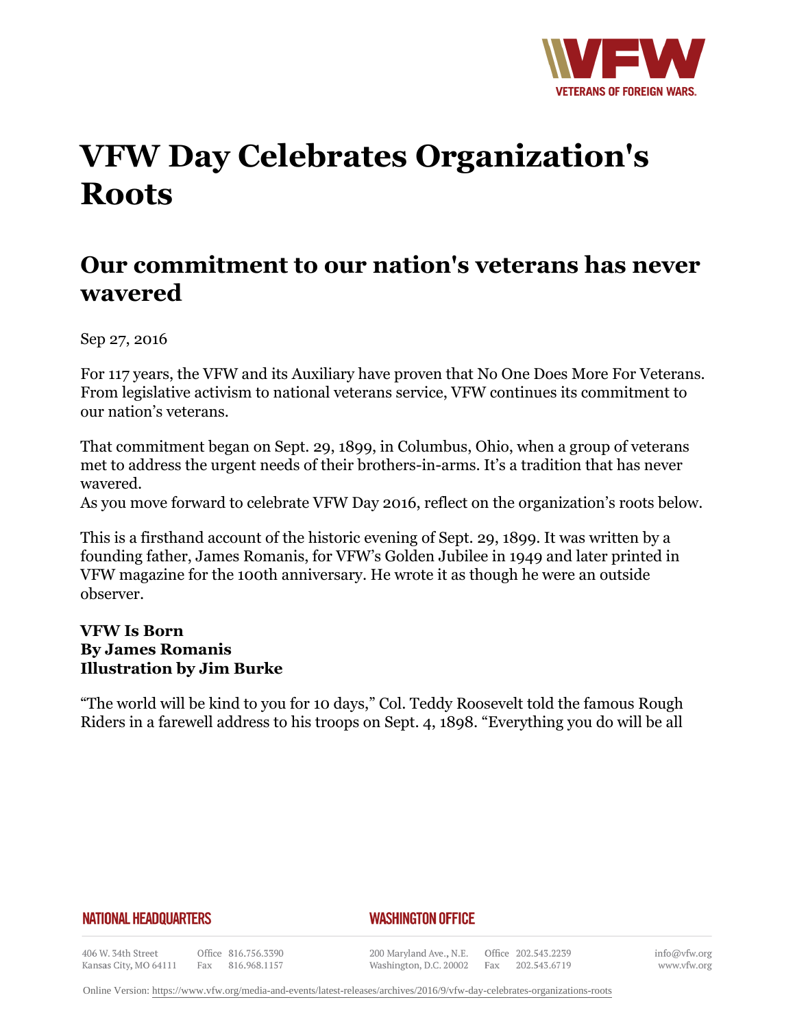# VFW Day Celebrates Organization's Roots

## Our commitment to our nation's veterans has never wavered

Sep 27, 2016

For 117 years, the VFW and its Auxiliary have proven that No One Does More For Veterans. From legislative activism to national veterans service, VFW continues its commitment to our nation's veterans.

That commitment began on Sept. 29, 1899, in Columbus, Ohio, when a group of veterans met to address the urgent needs of their brothers-in-arms. It's a tradition that has never wavered.
As you move forward to celebrate VFW Day 2016, reflect on the organization's roots below.

This is a firsthand account of the historic evening of Sept. 29, 1899. It was written by a founding father, James Romanis, for VFW's Golden Jubilee in 1949 and later printed in VFW magazine for the 100th anniversary. He wrote it as though he were an outside observer.

**VFW Is Born**
**By James Romanis**
**Illustration by Jim Burke**

"The world will be kind to you for 10 days," Col. Teddy Roosevelt told the famous Rough Riders in a farewell address to his troops on Sept. 4, 1898. "Everything you do will be all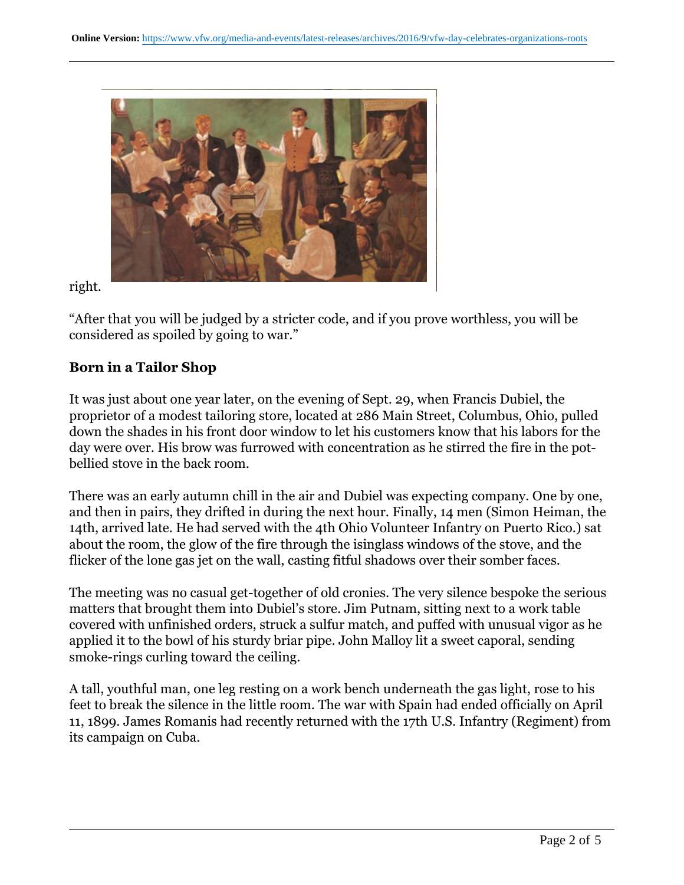right.

"After that you will be judged by a stricter code, and if you prove worthless, you will be considered as spoiled by going to war."

## Born in a Tailor Shop

It was just about one year later, on the evening of Sept. 29, when Francis Dubiel, the proprietor of a modest tailoring store, located at 286 Main Street, Columbus, Ohio, pulled down the shades in his front door window to let his customers know that his labors for the day were over. His brow was furrowed with concentration as he stirred the fire in the pot-bellied stove in the back room.

There was an early autumn chill in the air and Dubiel was expecting company. One by one, and then in pairs, they drifted in during the next hour. Finally, 14 men (Simon Heiman, the 14th, arrived late. He had served with the 4th Ohio Volunteer Infantry on Puerto Rico.) sat about the room, the glow of the fire through the isinglass windows of the stove, and the flicker of the lone gas jet on the wall, casting fitful shadows over their somber faces.

The meeting was no casual get-together of old cronies. The very silence bespoke the serious matters that brought them into Dubiel's store. Jim Putnam, sitting next to a work table covered with unfinished orders, struck a sulfur match, and puffed with unusual vigor as he applied it to the bowl of his sturdy briar pipe. John Malloy lit a sweet caporal, sending smoke-rings curling toward the ceiling.

A tall, youthful man, one leg resting on a work bench underneath the gas light, rose to his feet to break the silence in the little room. The war with Spain had ended officially on April 11, 1899. James Romanis had recently returned with the 17th U.S. Infantry (Regiment) from its campaign on Cuba.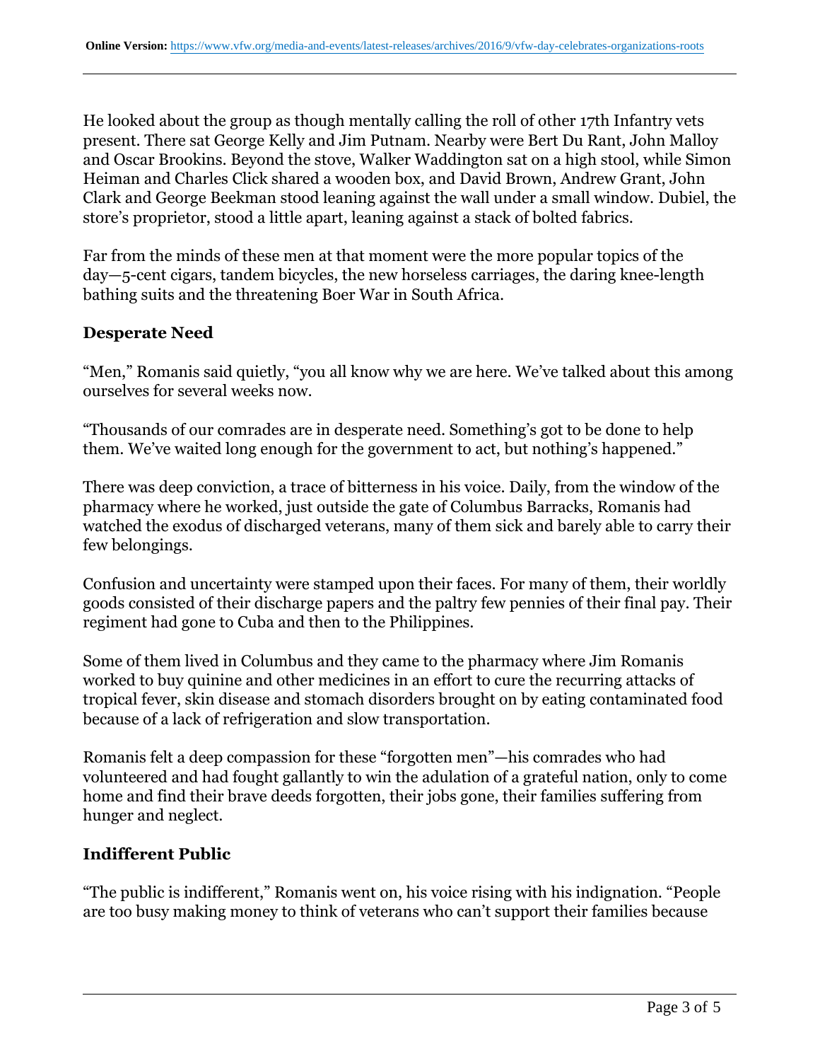He looked about the group as though mentally calling the roll of other 17th Infantry vets present. There sat George Kelly and Jim Putnam. Nearby were Bert Du Rant, John Malloy and Oscar Brookins. Beyond the stove, Walker Waddington sat on a high stool, while Simon Heiman and Charles Click shared a wooden box, and David Brown, Andrew Grant, John Clark and George Beekman stood leaning against the wall under a small window. Dubiel, the store's proprietor, stood a little apart, leaning against a stack of bolted fabrics.

Far from the minds of these men at that moment were the more popular topics of the day—5-cent cigars, tandem bicycles, the new horseless carriages, the daring knee-length bathing suits and the threatening Boer War in South Africa.

### Desperate Need

"Men," Romanis said quietly, "you all know why we are here. We've talked about this among ourselves for several weeks now.

"Thousands of our comrades are in desperate need. Something's got to be done to help them. We've waited long enough for the government to act, but nothing's happened."

There was deep conviction, a trace of bitterness in his voice. Daily, from the window of the pharmacy where he worked, just outside the gate of Columbus Barracks, Romanis had watched the exodus of discharged veterans, many of them sick and barely able to carry their few belongings.

Confusion and uncertainty were stamped upon their faces. For many of them, their worldly goods consisted of their discharge papers and the paltry few pennies of their final pay. Their regiment had gone to Cuba and then to the Philippines.

Some of them lived in Columbus and they came to the pharmacy where Jim Romanis worked to buy quinine and other medicines in an effort to cure the recurring attacks of tropical fever, skin disease and stomach disorders brought on by eating contaminated food because of a lack of refrigeration and slow transportation.

Romanis felt a deep compassion for these "forgotten men"—his comrades who had volunteered and had fought gallantly to win the adulation of a grateful nation, only to come home and find their brave deeds forgotten, their jobs gone, their families suffering from hunger and neglect.

### Indifferent Public

"The public is indifferent," Romanis went on, his voice rising with his indignation. "People are too busy making money to think of veterans who can't support their families because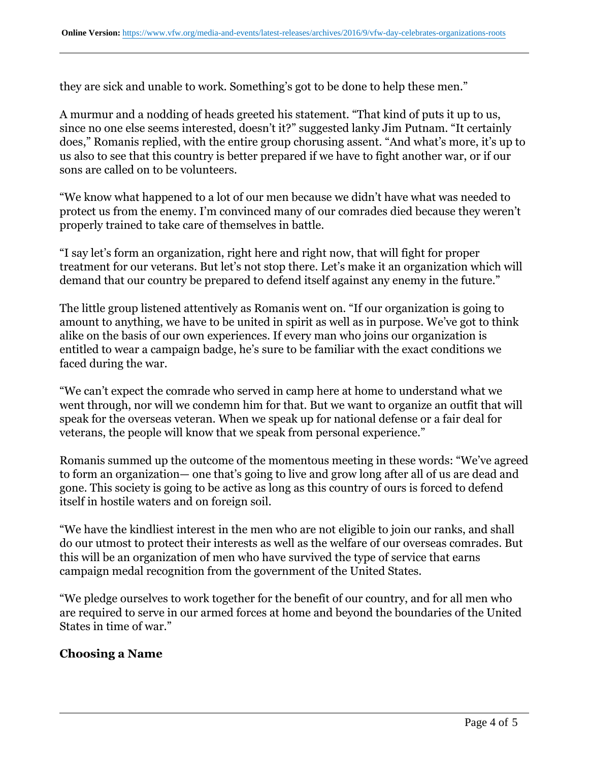they are sick and unable to work. Something's got to be done to help these men."

A murmur and a nodding of heads greeted his statement. "That kind of puts it up to us, since no one else seems interested, doesn't it?" suggested lanky Jim Putnam. "It certainly does," Romanis replied, with the entire group chorusing assent. "And what's more, it's up to us also to see that this country is better prepared if we have to fight another war, or if our sons are called on to be volunteers.

"We know what happened to a lot of our men because we didn't have what was needed to protect us from the enemy. I'm convinced many of our comrades died because they weren't properly trained to take care of themselves in battle.

"I say let's form an organization, right here and right now, that will fight for proper treatment for our veterans. But let's not stop there. Let's make it an organization which will demand that our country be prepared to defend itself against any enemy in the future."

The little group listened attentively as Romanis went on. "If our organization is going to amount to anything, we have to be united in spirit as well as in purpose. We've got to think alike on the basis of our own experiences. If every man who joins our organization is entitled to wear a campaign badge, he's sure to be familiar with the exact conditions we faced during the war.

"We can't expect the comrade who served in camp here at home to understand what we went through, nor will we condemn him for that. But we want to organize an outfit that will speak for the overseas veteran. When we speak up for national defense or a fair deal for veterans, the people will know that we speak from personal experience."

Romanis summed up the outcome of the momentous meeting in these words: "We've agreed to form an organization— one that's going to live and grow long after all of us are dead and gone. This society is going to be active as long as this country of ours is forced to defend itself in hostile waters and on foreign soil.

"We have the kindliest interest in the men who are not eligible to join our ranks, and shall do our utmost to protect their interests as well as the welfare of our overseas comrades. But this will be an organization of men who have survived the type of service that earns campaign medal recognition from the government of the United States.

"We pledge ourselves to work together for the benefit of our country, and for all men who are required to serve in our armed forces at home and beyond the boundaries of the United States in time of war."

### Choosing a Name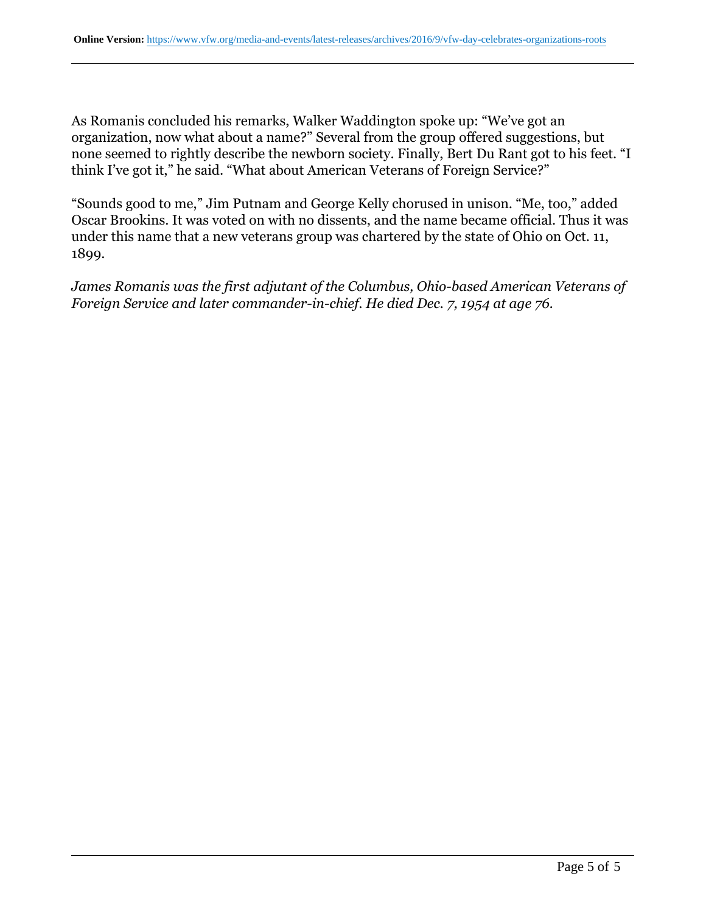As Romanis concluded his remarks, Walker Waddington spoke up: “We’ve got an organization, now what about a name?” Several from the group offered suggestions, but none seemed to rightly describe the newborn society. Finally, Bert Du Rant got to his feet. “I think I’ve got it,” he said. “What about American Veterans of Foreign Service?”

“Sounds good to me,” Jim Putnam and George Kelly chorused in unison. “Me, too,” added Oscar Brookins. It was voted on with no dissents, and the name became official. Thus it was under this name that a new veterans group was chartered by the state of Ohio on Oct. 11, 1899.

*James Romanis was the first adjutant of the Columbus, Ohio-based American Veterans of Foreign Service and later commander-in-chief. He died Dec. 7, 1954 at age 76.*